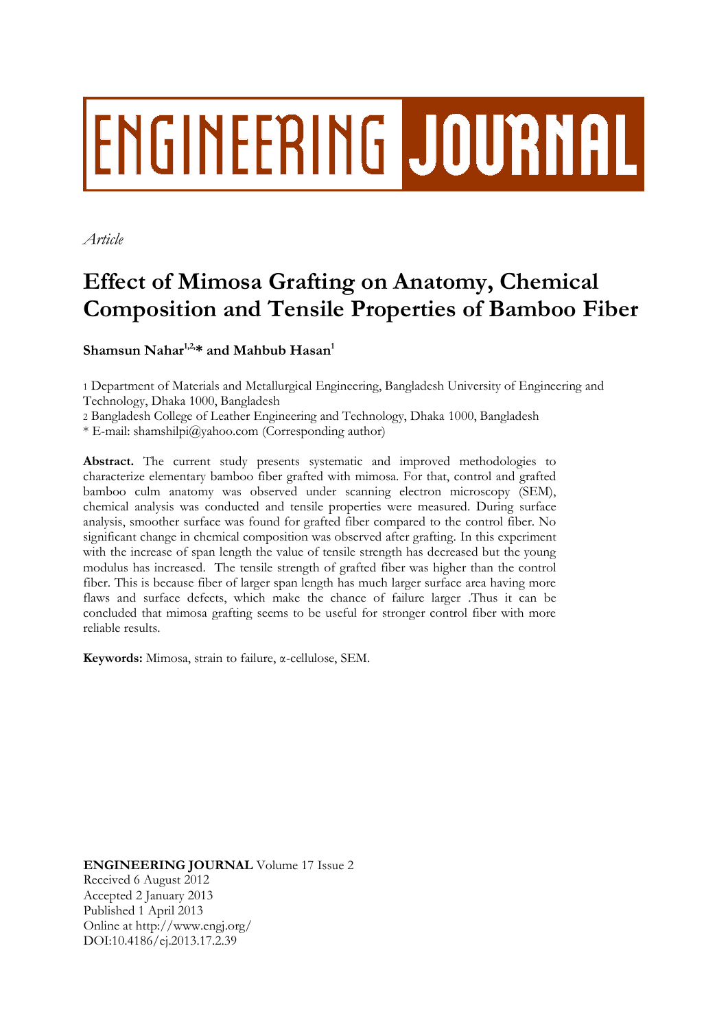ENGINEERING JOURNAL

*Article*

# Effect of Mimosa Grafting on Anatomy, Chemical Composition and Tensile Properties of Bamboo Fiber

**Shamsun Nahar[1,2,]* and Mahbub Hasan[1]**

1 Department of Materials and Metallurgical Engineering, Bangladesh University of Engineering and Technology, Dhaka 1000, Bangladesh

2 Bangladesh College of Leather Engineering and Technology, Dhaka 1000, Bangladesh

* E-mail: shamshilpi@yahoo.com (Corresponding author)

**Abstract.** The current study presents systematic and improved methodologies to characterize elementary bamboo fiber grafted with mimosa. For that, control and grafted bamboo culm anatomy was observed under scanning electron microscopy (SEM), chemical analysis was conducted and tensile properties were measured. During surface analysis, smoother surface was found for grafted fiber compared to the control fiber. No significant change in chemical composition was observed after grafting. In this experiment with the increase of span length the value of tensile strength has decreased but the young modulus has increased. The tensile strength of grafted fiber was higher than the control fiber. This is because fiber of larger span length has much larger surface area having more flaws and surface defects, which make the chance of failure larger .Thus it can be concluded that mimosa grafting seems to be useful for stronger control fiber with more reliable results.

**Keywords:** Mimosa, strain to failure, α-cellulose, SEM.

**ENGINEERING JOURNAL** Volume 17 Issue 2
Received 6 August 2012
Accepted 2 January 2013
Published 1 April 2013
Online at http://www.engj.org/
DOI:10.4186/ej.2013.17.2.39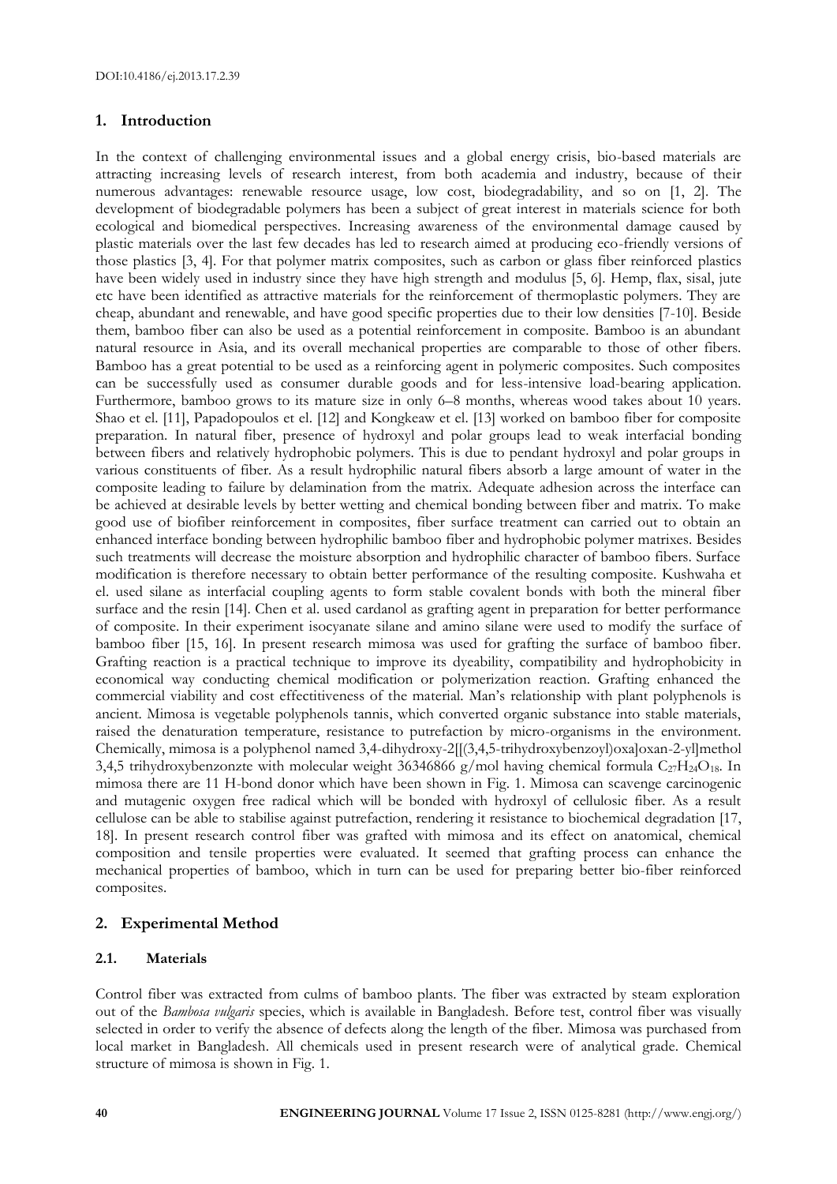## 1. Introduction

In the context of challenging environmental issues and a global energy crisis, bio-based materials are attracting increasing levels of research interest, from both academia and industry, because of their numerous advantages: renewable resource usage, low cost, biodegradability, and so on [1, 2]. The development of biodegradable polymers has been a subject of great interest in materials science for both ecological and biomedical perspectives. Increasing awareness of the environmental damage caused by plastic materials over the last few decades has led to research aimed at producing eco-friendly versions of those plastics [3, 4]. For that polymer matrix composites, such as carbon or glass fiber reinforced plastics have been widely used in industry since they have high strength and modulus [5, 6]. Hemp, flax, sisal, jute etc have been identified as attractive materials for the reinforcement of thermoplastic polymers. They are cheap, abundant and renewable, and have good specific properties due to their low densities [7-10]. Beside them, bamboo fiber can also be used as a potential reinforcement in composite. Bamboo is an abundant natural resource in Asia, and its overall mechanical properties are comparable to those of other fibers. Bamboo has a great potential to be used as a reinforcing agent in polymeric composites. Such composites can be successfully used as consumer durable goods and for less-intensive load-bearing application. Furthermore, bamboo grows to its mature size in only 6–8 months, whereas wood takes about 10 years. Shao et el. [11], Papadopoulos et el. [12] and Kongkeaw et el. [13] worked on bamboo fiber for composite preparation. In natural fiber, presence of hydroxyl and polar groups lead to weak interfacial bonding between fibers and relatively hydrophobic polymers. This is due to pendant hydroxyl and polar groups in various constituents of fiber. As a result hydrophilic natural fibers absorb a large amount of water in the composite leading to failure by delamination from the matrix. Adequate adhesion across the interface can be achieved at desirable levels by better wetting and chemical bonding between fiber and matrix. To make good use of biofiber reinforcement in composites, fiber surface treatment can carried out to obtain an enhanced interface bonding between hydrophilic bamboo fiber and hydrophobic polymer matrixes. Besides such treatments will decrease the moisture absorption and hydrophilic character of bamboo fibers. Surface modification is therefore necessary to obtain better performance of the resulting composite. Kushwaha et el. used silane as interfacial coupling agents to form stable covalent bonds with both the mineral fiber surface and the resin [14]. Chen et al. used cardanol as grafting agent in preparation for better performance of composite. In their experiment isocyanate silane and amino silane were used to modify the surface of bamboo fiber [15, 16]. In present research mimosa was used for grafting the surface of bamboo fiber. Grafting reaction is a practical technique to improve its dyeability, compatibility and hydrophobicity in economical way conducting chemical modification or polymerization reaction. Grafting enhanced the commercial viability and cost effectitiveness of the material. Man's relationship with plant polyphenols is ancient. Mimosa is vegetable polyphenols tannis, which converted organic substance into stable materials, raised the denaturation temperature, resistance to putrefaction by micro-organisms in the environment. Chemically, mimosa is a polyphenol named 3,4-dihydroxy-2[[(3,4,5-trihydroxybenzoyl)oxa]oxan-2-yl]methol 3,4,5 trihydroxybenzonzte with molecular weight 36346866 g/mol having chemical formula $C_{27}H_{24}O_{18}$. In mimosa there are 11 H-bond donor which have been shown in Fig. 1. Mimosa can scavenge carcinogenic and mutagenic oxygen free radical which will be bonded with hydroxyl of cellulosic fiber. As a result cellulose can be able to stabilise against putrefaction, rendering it resistance to biochemical degradation [17, 18]. In present research control fiber was grafted with mimosa and its effect on anatomical, chemical composition and tensile properties were evaluated. It seemed that grafting process can enhance the mechanical properties of bamboo, which in turn can be used for preparing better bio-fiber reinforced composites.

## 2. Experimental Method

### 2.1. Materials

Control fiber was extracted from culms of bamboo plants. The fiber was extracted by steam exploration out of the *Bambosa vulgaris* species, which is available in Bangladesh. Before test, control fiber was visually selected in order to verify the absence of defects along the length of the fiber. Mimosa was purchased from local market in Bangladesh. All chemicals used in present research were of analytical grade. Chemical structure of mimosa is shown in Fig. 1.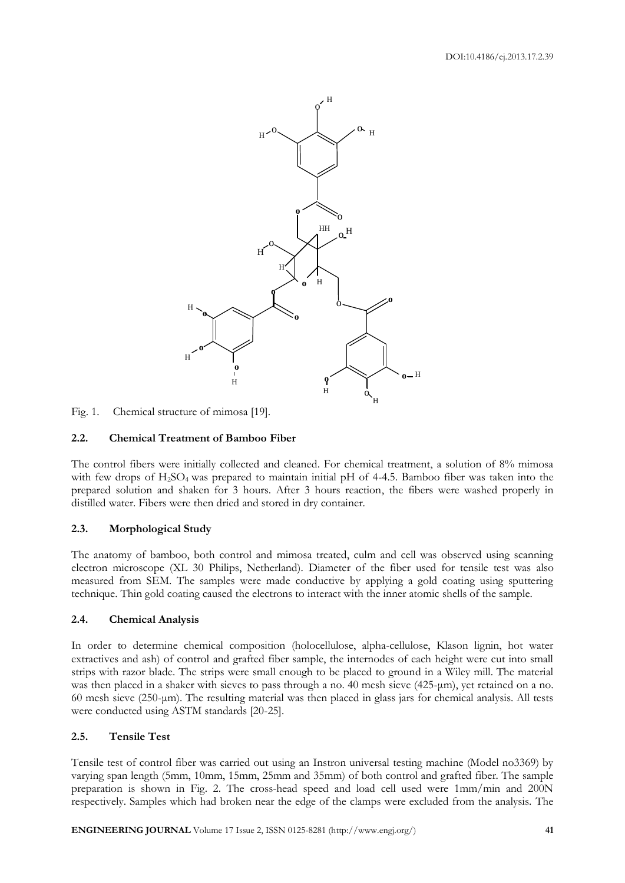Fig. 1. Chemical structure of mimosa [19].

### 2.2. Chemical Treatment of Bamboo Fiber

The control fibers were initially collected and cleaned. For chemical treatment, a solution of 8% mimosa with few drops of $H_2SO_4$ was prepared to maintain initial pH of 4-4.5. Bamboo fiber was taken into the prepared solution and shaken for 3 hours. After 3 hours reaction, the fibers were washed properly in distilled water. Fibers were then dried and stored in dry container.

### 2.3. Morphological Study

The anatomy of bamboo, both control and mimosa treated, culm and cell was observed using scanning electron microscope (XL 30 Philips, Netherland). Diameter of the fiber used for tensile test was also measured from SEM. The samples were made conductive by applying a gold coating using sputtering technique. Thin gold coating caused the electrons to interact with the inner atomic shells of the sample.

### 2.4. Chemical Analysis

In order to determine chemical composition (holocellulose, alpha-cellulose, Klason lignin, hot water extractives and ash) of control and grafted fiber sample, the internodes of each height were cut into small strips with razor blade. The strips were small enough to be placed to ground in a Wiley mill. The material was then placed in a shaker with sieves to pass through a no. 40 mesh sieve (425-µm), yet retained on a no. 60 mesh sieve (250-µm). The resulting material was then placed in glass jars for chemical analysis. All tests were conducted using ASTM standards [20-25].

### 2.5. Tensile Test

Tensile test of control fiber was carried out using an Instron universal testing machine (Model no3369) by varying span length (5mm, 10mm, 15mm, 25mm and 35mm) of both control and grafted fiber. The sample preparation is shown in Fig. 2. The cross-head speed and load cell used were 1mm/min and 200N respectively. Samples which had broken near the edge of the clamps were excluded from the analysis. The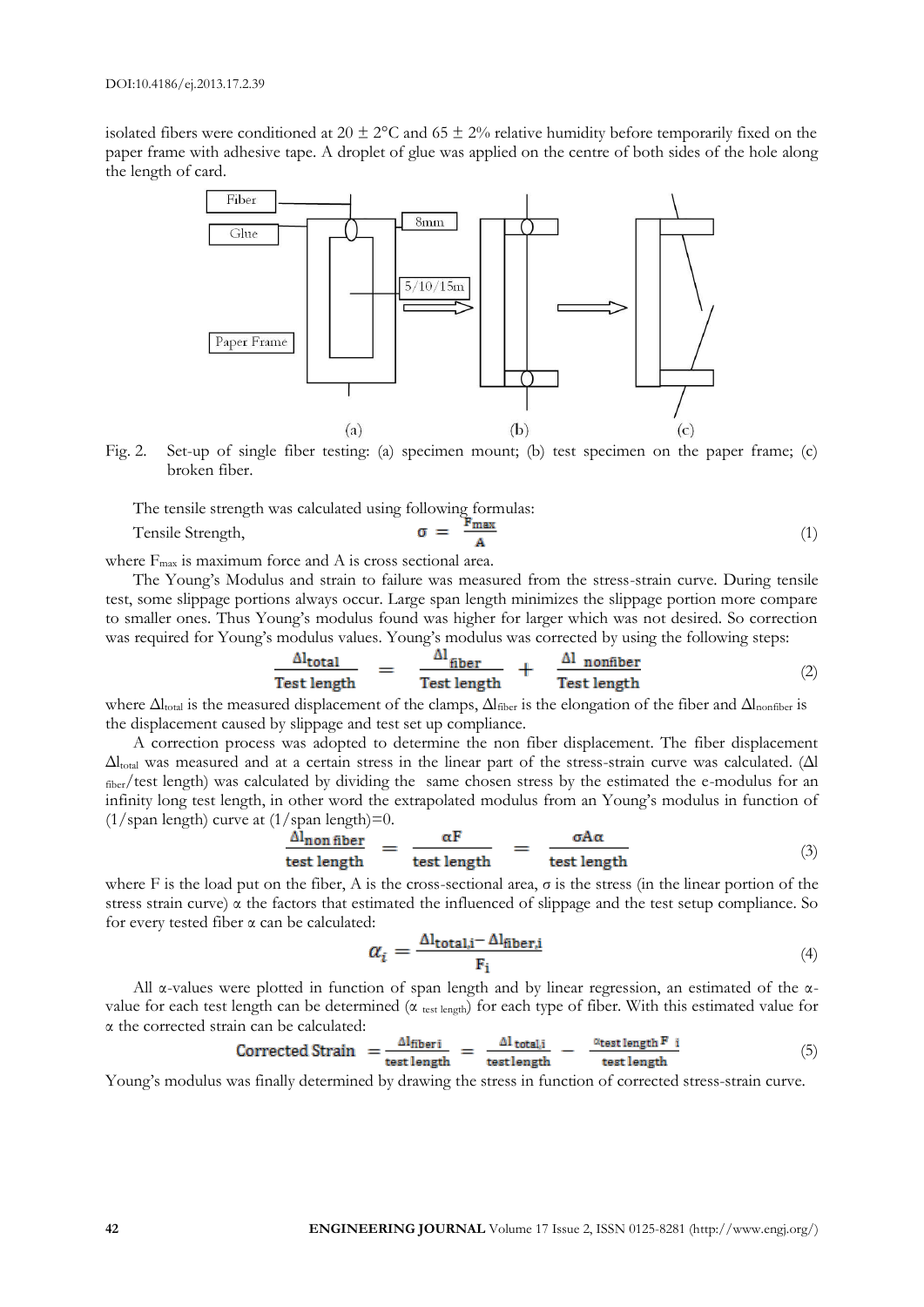isolated fibers were conditioned at 20 ± 2°C and 65 ± 2% relative humidity before temporarily fixed on the paper frame with adhesive tape. A droplet of glue was applied on the centre of both sides of the hole along the length of card.

Fig. 2. Set-up of single fiber testing: (a) specimen mount; (b) test specimen on the paper frame; (c) broken fiber.

The tensile strength was calculated using following formulas:

Tensile Strength,
$$\sigma = \frac{F_{max}}{A} \tag{1}$$

where $F_{max}$ is maximum force and A is cross sectional area.

The Young's Modulus and strain to failure was measured from the stress-strain curve. During tensile test, some slippage portions always occur. Large span length minimizes the slippage portion more compare to smaller ones. Thus Young's modulus found was higher for larger which was not desired. So correction was required for Young's modulus values. Young's modulus was corrected by using the following steps:

$$\frac{\Delta l_{total}}{\text{Test length}} = \frac{\Delta l_{fiber}}{\text{Test length}} + \frac{\Delta l_{nonfiber}}{\text{Test length}} \tag{2}$$

where $\Delta l_{total}$ is the measured displacement of the clamps, $\Delta l_{fiber}$ is the elongation of the fiber and $\Delta l_{nonfiber}$ is the displacement caused by slippage and test set up compliance.

A correction process was adopted to determine the non fiber displacement. The fiber displacement $\Delta l_{total}$ was measured and at a certain stress in the linear part of the stress-strain curve was calculated. ($\Delta l_{fiber}$/test length) was calculated by dividing the same chosen stress by the estimated the e-modulus for an infinity long test length, in other word the extrapolated modulus from an Young's modulus in function of (1/span length) curve at (1/span length)=0.

$$\frac{\Delta l_{non\,fiber}}{\text{test length}} = \frac{\alpha F}{\text{test length}} = \frac{\sigma A \alpha}{\text{test length}} \tag{3}$$

where F is the load put on the fiber, A is the cross-sectional area, $\sigma$ is the stress (in the linear portion of the stress strain curve) $\alpha$ the factors that estimated the influenced of slippage and the test setup compliance. So for every tested fiber $\alpha$ can be calculated:

$$\alpha_i = \frac{\Delta l_{total,i} - \Delta l_{fiber,i}}{F_i} \tag{4}$$

All $\alpha$-values were plotted in function of span length and by linear regression, an estimated of the $\alpha$-value for each test length can be determined ($\alpha_{\text{test length}}$) for each type of fiber. With this estimated value for $\alpha$ the corrected strain can be calculated:

$$\text{Corrected Strain} = \frac{\Delta l_{fiber\,i}}{\text{test length}} = \frac{\Delta l_{total,i}}{\text{test length}} - \frac{\alpha_{\text{test length}} F_i}{\text{test length}} \tag{5}$$

Young's modulus was finally determined by drawing the stress in function of corrected stress-strain curve.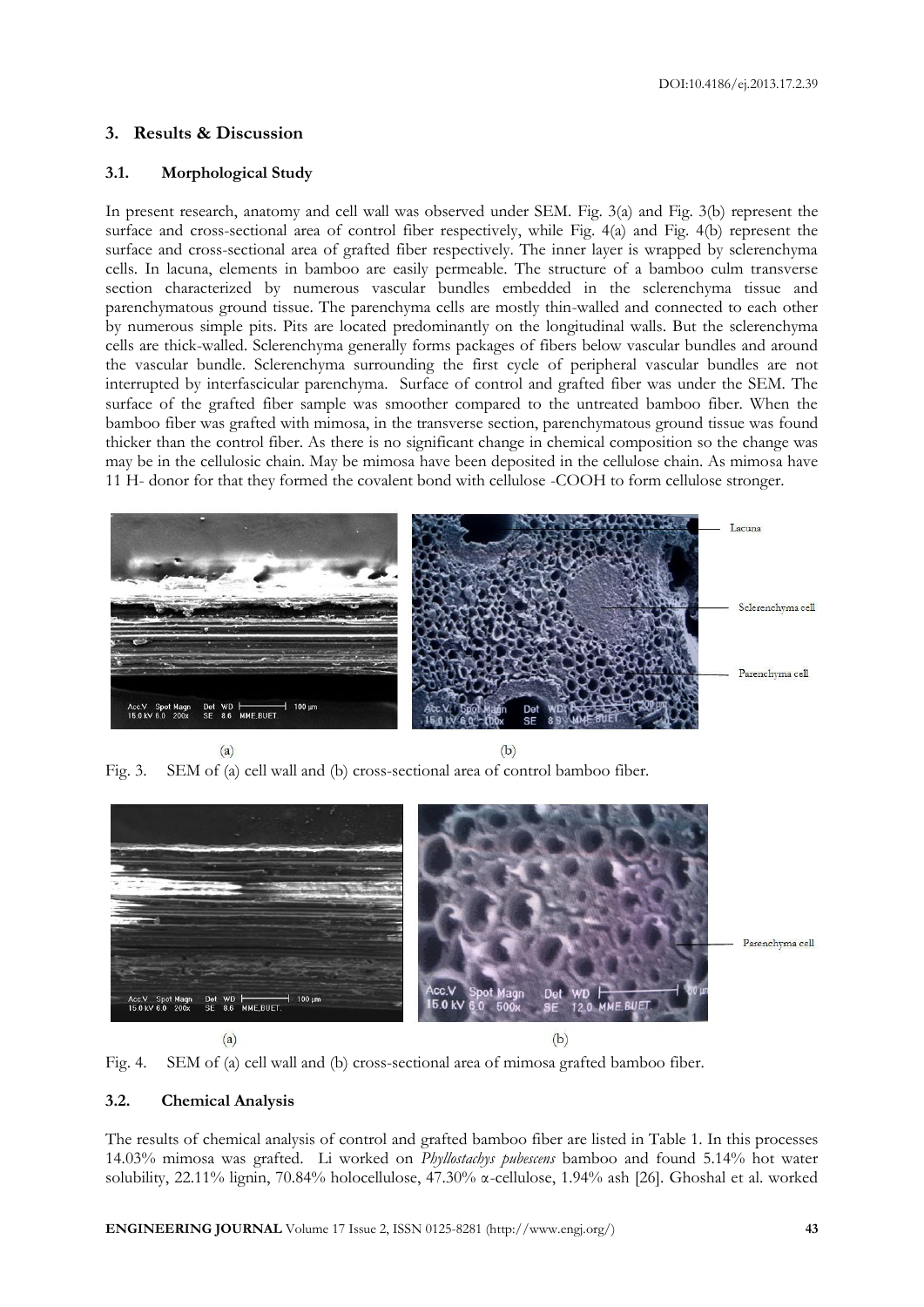## 3. Results & Discussion

### 3.1. Morphological Study

In present research, anatomy and cell wall was observed under SEM. Fig. 3(a) and Fig. 3(b) represent the surface and cross-sectional area of control fiber respectively, while Fig. 4(a) and Fig. 4(b) represent the surface and cross-sectional area of grafted fiber respectively. The inner layer is wrapped by sclerenchyma cells. In lacuna, elements in bamboo are easily permeable. The structure of a bamboo culm transverse section characterized by numerous vascular bundles embedded in the sclerenchyma tissue and parenchymatous ground tissue. The parenchyma cells are mostly thin-walled and connected to each other by numerous simple pits. Pits are located predominantly on the longitudinal walls. But the sclerenchyma cells are thick-walled. Sclerenchyma generally forms packages of fibers below vascular bundles and around the vascular bundle. Sclerenchyma surrounding the first cycle of peripheral vascular bundles are not interrupted by interfascicular parenchyma. Surface of control and grafted fiber was under the SEM. The surface of the grafted fiber sample was smoother compared to the untreated bamboo fiber. When the bamboo fiber was grafted with mimosa, in the transverse section, parenchymatous ground tissue was found thicker than the control fiber. As there is no significant change in chemical composition so the change was may be in the cellulosic chain. May be mimosa have been deposited in the cellulose chain. As mimosa have 11 H- donor for that they formed the covalent bond with cellulose -COOH to form cellulose stronger.

Fig. 3. SEM of (a) cell wall and (b) cross-sectional area of control bamboo fiber.

Fig. 4. SEM of (a) cell wall and (b) cross-sectional area of mimosa grafted bamboo fiber.

### 3.2. Chemical Analysis

The results of chemical analysis of control and grafted bamboo fiber are listed in Table 1. In this processes 14.03% mimosa was grafted. Li worked on *Phyllostachys pubescens* bamboo and found 5.14% hot water solubility, 22.11% lignin, 70.84% holocellulose, 47.30% α-cellulose, 1.94% ash [26]. Ghoshal et al. worked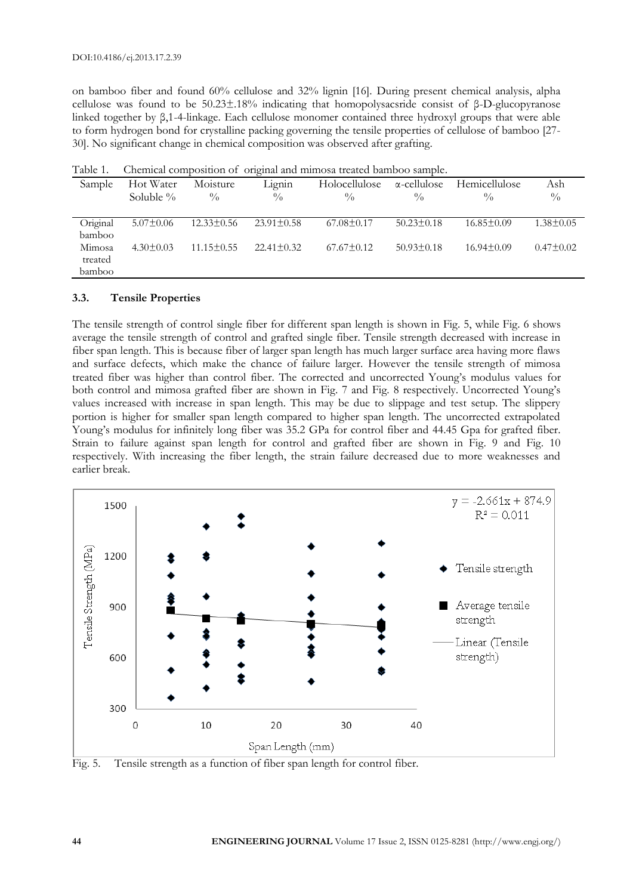on bamboo fiber and found 60% cellulose and 32% lignin [16]. During present chemical analysis, alpha cellulose was found to be 50.23±.18% indicating that homopolysacsride consist of β-D-glucopyranose linked together by β,1-4-linkage. Each cellulose monomer contained three hydroxyl groups that were able to form hydrogen bond for crystalline packing governing the tensile properties of cellulose of bamboo [27-30]. No significant change in chemical composition was observed after grafting.

Table 1. Chemical composition of original and mimosa treated bamboo sample.

| Sample | Hot Water Soluble % | Moisture % | Lignin % | Holocellulose % | α-cellulose % | Hemicellulose % | Ash % |
|---|---|---|---|---|---|---|---|
| Original bamboo | 5.07±0.06 | 12.33±0.56 | 23.91±0.58 | 67.08±0.17 | 50.23±0.18 | 16.85±0.09 | 1.38±0.05 |
| Mimosa treated bamboo | 4.30±0.03 | 11.15±0.55 | 22.41±0.32 | 67.67±0.12 | 50.93±0.18 | 16.94±0.09 | 0.47±0.02 |

### 3.3. Tensile Properties

The tensile strength of control single fiber for different span length is shown in Fig. 5, while Fig. 6 shows average the tensile strength of control and grafted single fiber. Tensile strength decreased with increase in fiber span length. This is because fiber of larger span length has much larger surface area having more flaws and surface defects, which make the chance of failure larger. However the tensile strength of mimosa treated fiber was higher than control fiber. The corrected and uncorrected Young's modulus values for both control and mimosa grafted fiber are shown in Fig. 7 and Fig. 8 respectively. Uncorrected Young's values increased with increase in span length. This may be due to slippage and test setup. The slippery portion is higher for smaller span length compared to higher span length. The uncorrected extrapolated Young's modulus for infinitely long fiber was 35.2 GPa for control fiber and 44.45 Gpa for grafted fiber. Strain to failure against span length for control and grafted fiber are shown in Fig. 9 and Fig. 10 respectively. With increasing the fiber length, the strain failure decreased due to more weaknesses and earlier break.

Fig. 5. Tensile strength as a function of fiber span length for control fiber.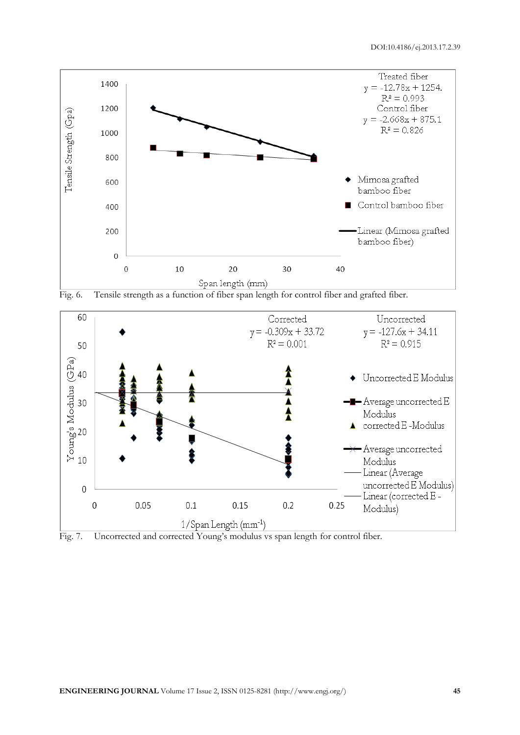Fig. 6. Tensile strength as a function of fiber span length for control fiber and grafted fiber.

Fig. 7. Uncorrected and corrected Young's modulus vs span length for control fiber.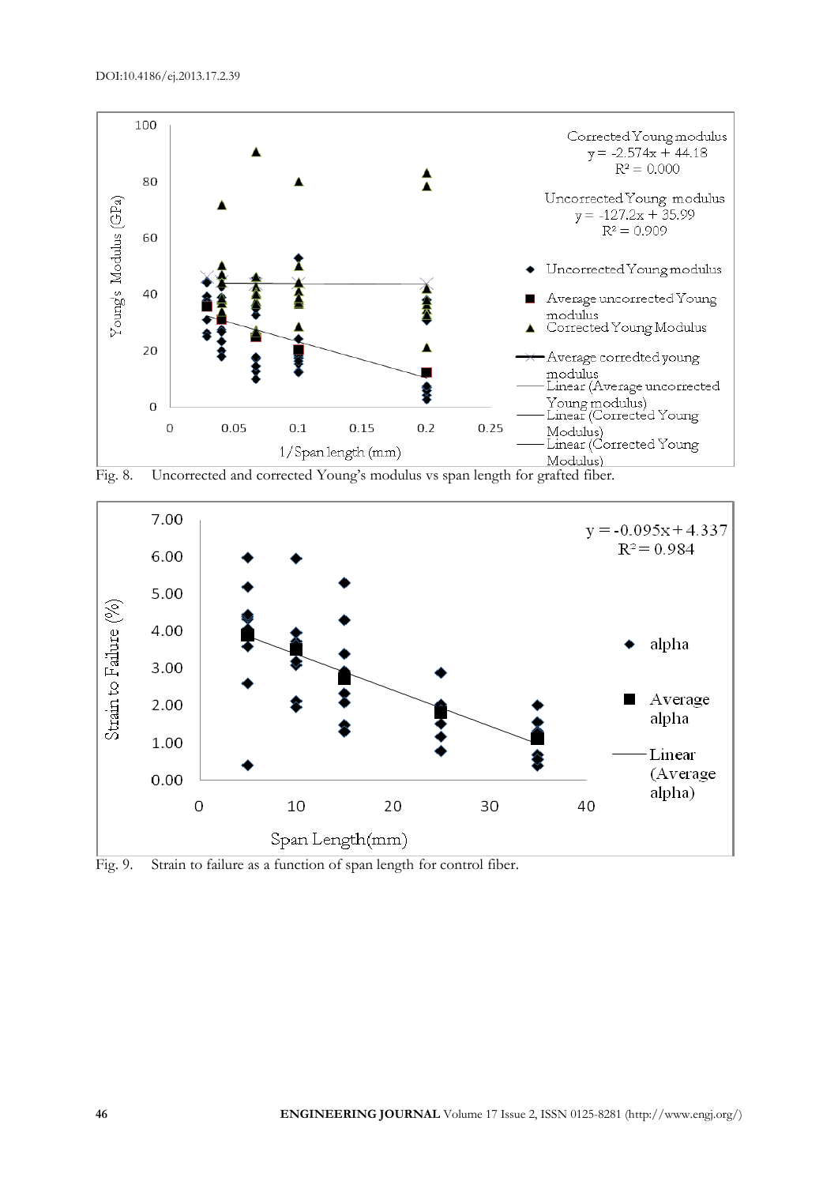Fig. 8. Uncorrected and corrected Young's modulus vs span length for grafted fiber.

Fig. 9. Strain to failure as a function of span length for control fiber.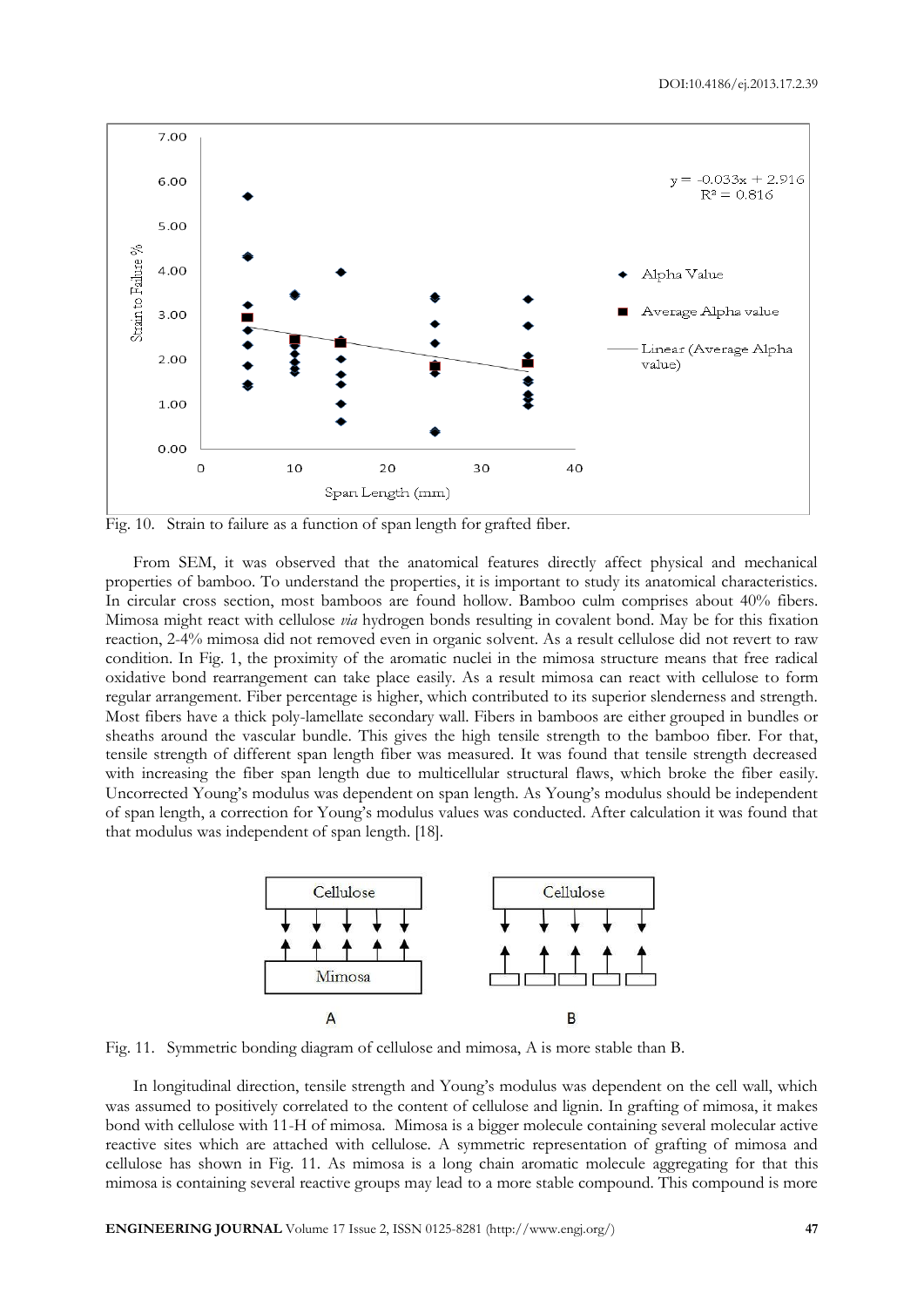Fig. 10. Strain to failure as a function of span length for grafted fiber.

From SEM, it was observed that the anatomical features directly affect physical and mechanical properties of bamboo. To understand the properties, it is important to study its anatomical characteristics. In circular cross section, most bamboos are found hollow. Bamboo culm comprises about 40% fibers. Mimosa might react with cellulose *via* hydrogen bonds resulting in covalent bond. May be for this fixation reaction, 2-4% mimosa did not removed even in organic solvent. As a result cellulose did not revert to raw condition. In Fig. 1, the proximity of the aromatic nuclei in the mimosa structure means that free radical oxidative bond rearrangement can take place easily. As a result mimosa can react with cellulose to form regular arrangement. Fiber percentage is higher, which contributed to its superior slenderness and strength. Most fibers have a thick poly-lamellate secondary wall. Fibers in bamboos are either grouped in bundles or sheaths around the vascular bundle. This gives the high tensile strength to the bamboo fiber. For that, tensile strength of different span length fiber was measured. It was found that tensile strength decreased with increasing the fiber span length due to multicellular structural flaws, which broke the fiber easily. Uncorrected Young's modulus was dependent on span length. As Young's modulus should be independent of span length, a correction for Young's modulus values was conducted. After calculation it was found that that modulus was independent of span length. [18].

Fig. 11. Symmetric bonding diagram of cellulose and mimosa, A is more stable than B.

In longitudinal direction, tensile strength and Young's modulus was dependent on the cell wall, which was assumed to positively correlated to the content of cellulose and lignin. In grafting of mimosa, it makes bond with cellulose with 11-H of mimosa. Mimosa is a bigger molecule containing several molecular active reactive sites which are attached with cellulose. A symmetric representation of grafting of mimosa and cellulose has shown in Fig. 11. As mimosa is a long chain aromatic molecule aggregating for that this mimosa is containing several reactive groups may lead to a more stable compound. This compound is more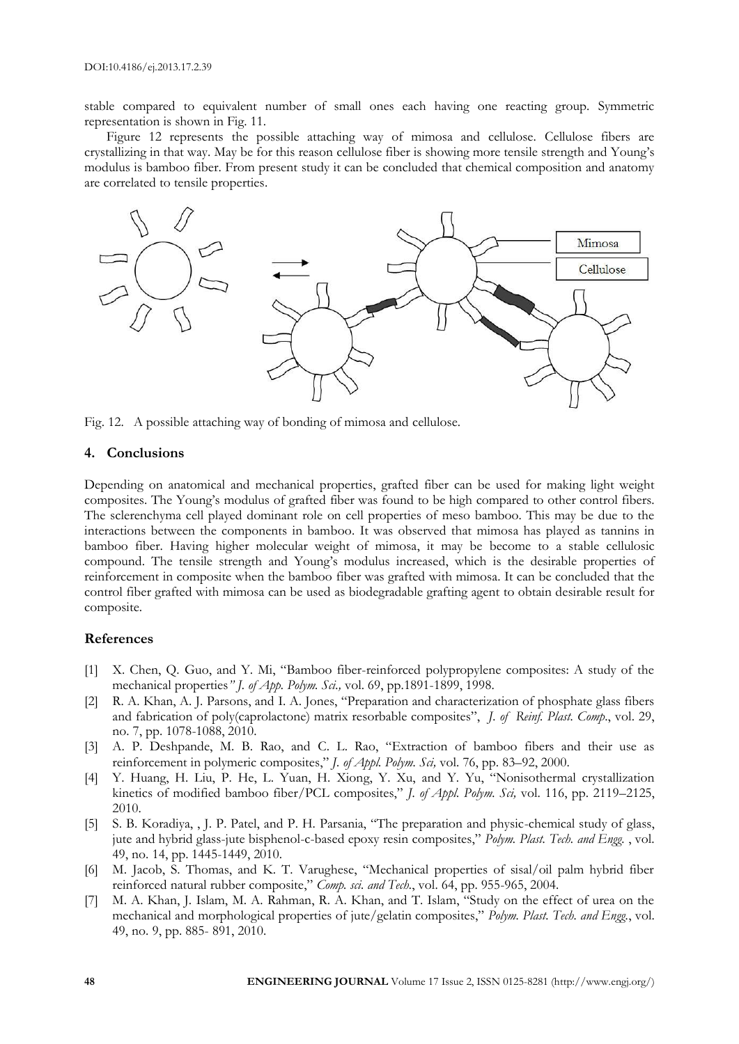stable compared to equivalent number of small ones each having one reacting group. Symmetric representation is shown in Fig. 11.

Figure 12 represents the possible attaching way of mimosa and cellulose. Cellulose fibers are crystallizing in that way. May be for this reason cellulose fiber is showing more tensile strength and Young's modulus is bamboo fiber. From present study it can be concluded that chemical composition and anatomy are correlated to tensile properties.

Fig. 12. A possible attaching way of bonding of mimosa and cellulose.

## 4. Conclusions

Depending on anatomical and mechanical properties, grafted fiber can be used for making light weight composites. The Young's modulus of grafted fiber was found to be high compared to other control fibers. The sclerenchyma cell played dominant role on cell properties of meso bamboo. This may be due to the interactions between the components in bamboo. It was observed that mimosa has played as tannins in bamboo fiber. Having higher molecular weight of mimosa, it may be become to a stable cellulosic compound. The tensile strength and Young's modulus increased, which is the desirable properties of reinforcement in composite when the bamboo fiber was grafted with mimosa. It can be concluded that the control fiber grafted with mimosa can be used as biodegradable grafting agent to obtain desirable result for composite.

## References

[1] X. Chen, Q. Guo, and Y. Mi, "Bamboo fiber-reinforced polypropylene composites: A study of the mechanical properties" *J. of App. Polym. Sci.,* vol. 69, pp.1891-1899, 1998.

[2] R. A. Khan, A. J. Parsons, and I. A. Jones, "Preparation and characterization of phosphate glass fibers and fabrication of poly(caprolactone) matrix resorbable composites", *J. of Reinf. Plast. Comp.*, vol. 29, no. 7, pp. 1078-1088, 2010.

[3] A. P. Deshpande, M. B. Rao, and C. L. Rao, "Extraction of bamboo fibers and their use as reinforcement in polymeric composites," *J. of Appl. Polym. Sci,* vol. 76, pp. 83–92, 2000.

[4] Y. Huang, H. Liu, P. He, L. Yuan, H. Xiong, Y. Xu, and Y. Yu, "Nonisothermal crystallization kinetics of modified bamboo fiber/PCL composites," *J. of Appl. Polym. Sci,* vol. 116, pp. 2119–2125, 2010.

[5] S. B. Koradiya, , J. P. Patel, and P. H. Parsania, "The preparation and physic-chemical study of glass, jute and hybrid glass-jute bisphenol-c-based epoxy resin composites," *Polym. Plast. Tech. and Engg.* , vol. 49, no. 14, pp. 1445-1449, 2010.

[6] M. Jacob, S. Thomas, and K. T. Varughese, "Mechanical properties of sisal/oil palm hybrid fiber reinforced natural rubber composite," *Comp. sci. and Tech.*, vol. 64, pp. 955-965, 2004.

[7] M. A. Khan, J. Islam, M. A. Rahman, R. A. Khan, and T. Islam, "Study on the effect of urea on the mechanical and morphological properties of jute/gelatin composites," *Polym. Plast. Tech. and Engg.*, vol. 49, no. 9, pp. 885- 891, 2010.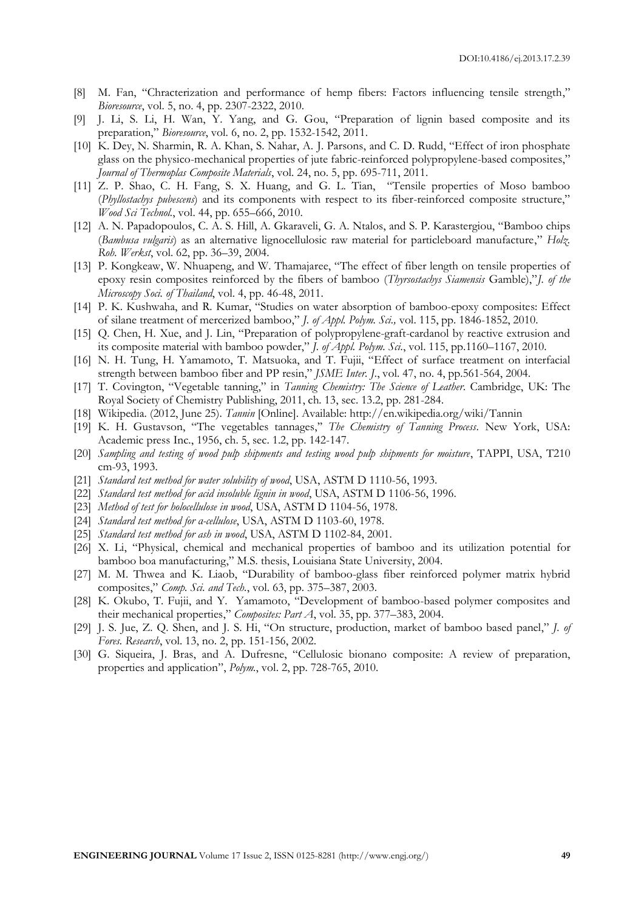[8] M. Fan, "Chracterization and performance of hemp fibers: Factors influencing tensile strength," *Bioresource*, vol. 5, no. 4, pp. 2307-2322, 2010.

[9] J. Li, S. Li, H. Wan, Y. Yang, and G. Gou, "Preparation of lignin based composite and its preparation," *Bioresource*, vol. 6, no. 2, pp. 1532-1542, 2011.

[10] K. Dey, N. Sharmin, R. A. Khan, S. Nahar, A. J. Parsons, and C. D. Rudd, "Effect of iron phosphate glass on the physico-mechanical properties of jute fabric-reinforced polypropylene-based composites," *Journal of Thermoplas Composite Materials*, vol. 24, no. 5, pp. 695-711, 2011.

[11] Z. P. Shao, C. H. Fang, S. X. Huang, and G. L. Tian, "Tensile properties of Moso bamboo (*Phyllostachys pubescens*) and its components with respect to its fiber-reinforced composite structure," *Wood Sci Technol.*, vol. 44, pp. 655–666, 2010.

[12] A. N. Papadopoulos, C. A. S. Hill, A. Gkaraveli, G. A. Ntalos, and S. P. Karastergiou, "Bamboo chips (*Bambusa vulgaris*) as an alternative lignocellulosic raw material for particleboard manufacture," *Holz. Roh. Werkst*, vol. 62, pp. 36–39, 2004.

[13] P. Kongkeaw, W. Nhuapeng, and W. Thamajaree, "The effect of fiber length on tensile properties of epoxy resin composites reinforced by the fibers of bamboo (*Thyrsostachys Siamensis* Gamble)," *J. of the Microscopy Soci. of Thailand*, vol. 4, pp. 46-48, 2011.

[14] P. K. Kushwaha, and R. Kumar, "Studies on water absorption of bamboo-epoxy composites: Effect of silane treatment of mercerized bamboo," *J. of Appl. Polym. Sci.,* vol. 115, pp. 1846-1852, 2010.

[15] Q. Chen, H. Xue, and J. Lin, "Preparation of polypropylene-graft-cardanol by reactive extrusion and its composite material with bamboo powder," *J. of Appl. Polym. Sci.*, vol. 115, pp.1160–1167, 2010.

[16] N. H. Tung, H. Yamamoto, T. Matsuoka, and T. Fujii, "Effect of surface treatment on interfacial strength between bamboo fiber and PP resin," *JSME Inter. J.*, vol. 47, no. 4, pp.561-564, 2004.

[17] T. Covington, "Vegetable tanning," in *Tanning Chemistry: The Science of Leather*. Cambridge, UK: The Royal Society of Chemistry Publishing, 2011, ch. 13, sec. 13.2, pp. 281-284.

[18] Wikipedia. (2012, June 25). *Tannin* [Online]. Available: http://en.wikipedia.org/wiki/Tannin

[19] K. H. Gustavson, "The vegetables tannages," *The Chemistry of Tanning Process*. New York, USA: Academic press Inc., 1956, ch. 5, sec. 1.2, pp. 142-147.

[20] *Sampling and testing of wood pulp shipments and testing wood pulp shipments for moisture*, TAPPI, USA, T210 cm-93, 1993.

[21] *Standard test method for water solubility of wood*, USA, ASTM D 1110-56, 1993.

[22] *Standard test method for acid insoluble lignin in wood*, USA, ASTM D 1106-56, 1996.

[23] *Method of test for holocellulose in wood*, USA, ASTM D 1104-56, 1978.

[24] *Standard test method for a-cellulose*, USA, ASTM D 1103-60, 1978.

[25] *Standard test method for ash in wood*, USA, ASTM D 1102-84, 2001.

[26] X. Li, "Physical, chemical and mechanical properties of bamboo and its utilization potential for bamboo boa manufacturing," M.S. thesis, Louisiana State University, 2004.

[27] M. M. Thwea and K. Liaob, "Durability of bamboo-glass fiber reinforced polymer matrix hybrid composites," *Comp. Sci. and Tech.*, vol. 63, pp. 375–387, 2003.

[28] K. Okubo, T. Fujii, and Y. Yamamoto, "Development of bamboo-based polymer composites and their mechanical properties," *Composites: Part A*, vol. 35, pp. 377–383, 2004.

[29] J. S. Jue, Z. Q. Shen, and J. S. Hi, "On structure, production, market of bamboo based panel," *J. of Fores. Research*, vol. 13, no. 2, pp. 151-156, 2002.

[30] G. Siqueira, J. Bras, and A. Dufresne, "Cellulosic bionano composite: A review of preparation, properties and application", *Polym.*, vol. 2, pp. 728-765, 2010.